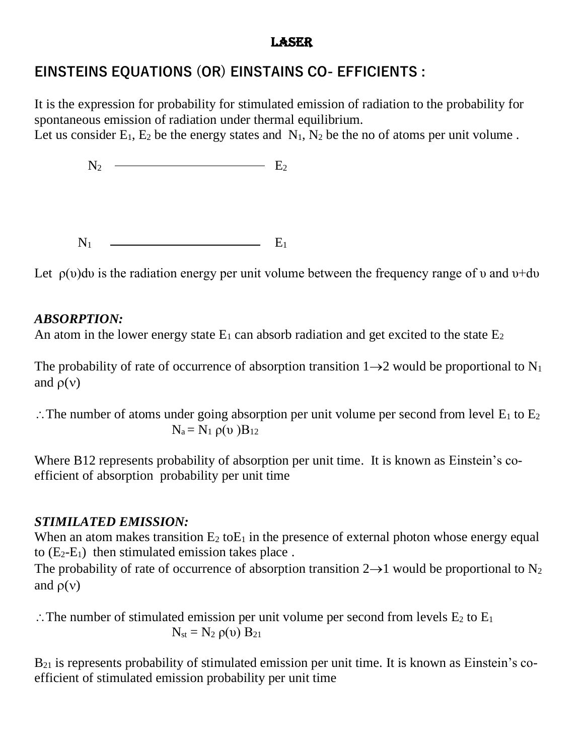# LASER

## EINSTEINS EQUATIONS (OR) EINSTAINS CO- EFFICIENTS :

It is the expression for probability for stimulated emission of radiation to the probability for spontaneous emission of radiation under thermal equilibrium.
Let us consider $E_1$, $E_2$ be the energy states and $N_1$, $N_2$ be the no of atoms per unit volume .

$N_2$ ———————————— $E_2$

$N_1$ ———————————— $E_1$

Let $\rho(\upsilon)d\upsilon$ is the radiation energy per unit volume between the frequency range of $\upsilon$ and $\upsilon+d\upsilon$

### *ABSORPTION:*

An atom in the lower energy state $E_1$ can absorb radiation and get excited to the state $E_2$

The probability of rate of occurrence of absorption transition $1\rightarrow2$ would be proportional to $N_1$ and $\rho(\nu)$

$\therefore$ The number of atoms under going absorption per unit volume per second from level $E_1$ to $E_2$

$$N_a = N_1\, \rho(\upsilon\,) B_{12}$$

Where B12 represents probability of absorption per unit time. It is known as Einstein's co-efficient of absorption probability per unit time

### *STIMILATED EMISSION:*

When an atom makes transition $E_2$ to$E_1$ in the presence of external photon whose energy equal to ($E_2$-$E_1$) then stimulated emission takes place .
The probability of rate of occurrence of absorption transition $2\rightarrow1$ would be proportional to $N_2$ and $\rho(\nu)$

$\therefore$ The number of stimulated emission per unit volume per second from levels $E_2$ to $E_1$

$$N_{st} = N_2\, \rho(\upsilon)\, B_{21}$$

$B_{21}$ is represents probability of stimulated emission per unit time. It is known as Einstein's co-efficient of stimulated emission probability per unit time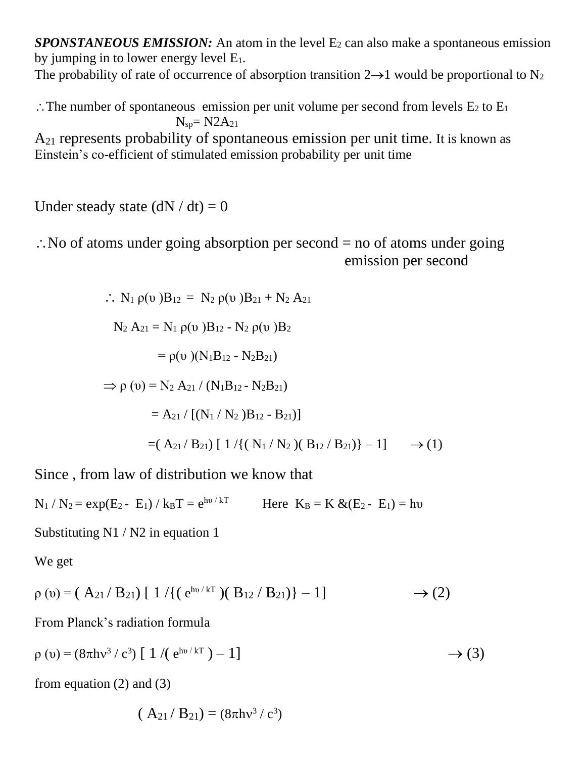***SPONSTANEOUS EMISSION:*** An atom in the level $E_2$ can also make a spontaneous emission by jumping in to lower energy level $E_1$.
The probability of rate of occurrence of absorption transition $2 \rightarrow 1$ would be proportional to $N_2$

$\therefore$ The number of spontaneous emission per unit volume per second from levels $E_2$ to $E_1$

$$N_{sp} = N2A_{21}$$

$A_{21}$ represents probability of spontaneous emission per unit time. It is known as Einstein's co-efficient of stimulated emission probability per unit time

Under steady state $(dN / dt) = 0$

$\therefore$ No of atoms under going absorption per second = no of atoms under going emission per second

$$\therefore \; N_1 \, \rho(\upsilon) B_{12} = N_2 \, \rho(\upsilon) B_{21} + N_2 \, A_{21}$$

$$N_2 \, A_{21} = N_1 \, \rho(\upsilon) B_{12} - N_2 \, \rho(\upsilon) B_2$$

$$= \rho(\upsilon)(N_1 B_{12} - N_2 B_{21})$$

$$\Rightarrow \rho(\upsilon) = N_2 \, A_{21} / (N_1 B_{12} - N_2 B_{21})$$

$$= A_{21} / [(N_1 / N_2) B_{12} - B_{21})]$$

$$= (A_{21} / B_{21}) \, [\, 1 / \{(N_1 / N_2)(B_{12} / B_{21})\} - 1] \qquad \rightarrow (1)$$

Since , from law of distribution we know that

$N_1 / N_2 = \exp(E_2 - E_1) / k_B T = e^{h\upsilon / kT}$  Here $K_B = K$ & $(E_2 - E_1) = h\upsilon$

Substituting N1 / N2 in equation 1

We get

$$\rho(\upsilon) = (A_{21} / B_{21}) \, [\, 1 / \{(e^{h\upsilon / kT})(B_{12} / B_{21})\} - 1] \qquad \rightarrow (2)$$

From Planck's radiation formula

$$\rho(\upsilon) = (8\pi h\nu^3 / c^3) \, [\, 1 / (e^{h\upsilon / kT}) - 1] \qquad \rightarrow (3)$$

from equation (2) and (3)

$$(A_{21} / B_{21}) = (8\pi h\nu^3 / c^3)$$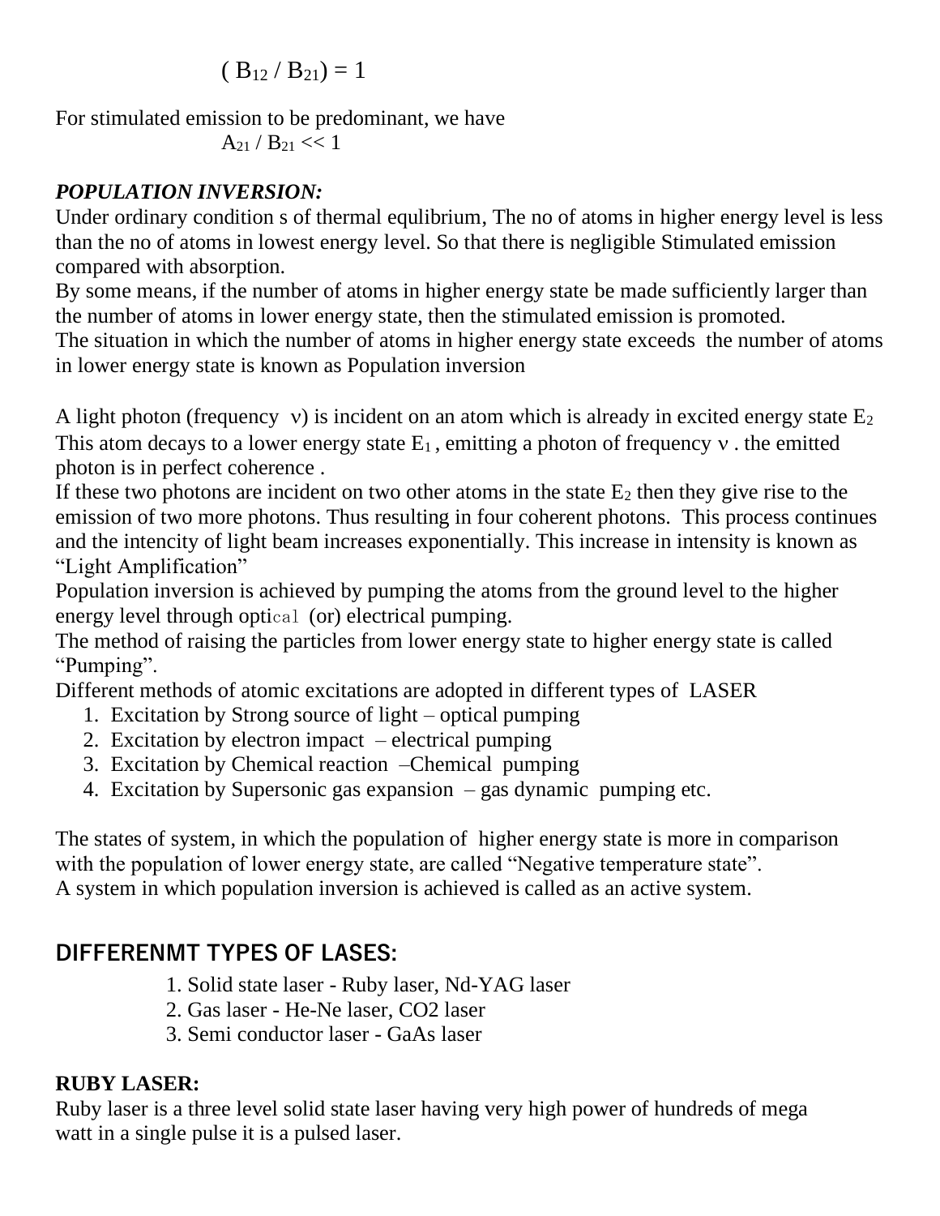$$( B_{12} / B_{21}) = 1$$

For stimulated emission to be predominant, we have

$$A_{21} / B_{21} << 1$$

***POPULATION INVERSION:***

Under ordinary condition s of thermal equlibrium, The no of atoms in higher energy level is less than the no of atoms in lowest energy level. So that there is negligible Stimulated emission compared with absorption.

By some means, if the number of atoms in higher energy state be made sufficiently larger than the number of atoms in lower energy state, then the stimulated emission is promoted.

The situation in which the number of atoms in higher energy state exceeds the number of atoms in lower energy state is known as Population inversion

A light photon (frequency ν) is incident on an atom which is already in excited energy state $E_2$ This atom decays to a lower energy state $E_1$ , emitting a photon of frequency ν . the emitted photon is in perfect coherence .

If these two photons are incident on two other atoms in the state $E_2$ then they give rise to the emission of two more photons. Thus resulting in four coherent photons. This process continues and the intencity of light beam increases exponentially. This increase in intensity is known as "Light Amplification"

Population inversion is achieved by pumping the atoms from the ground level to the higher energy level through optical (or) electrical pumping.

The method of raising the particles from lower energy state to higher energy state is called "Pumping".

Different methods of atomic excitations are adopted in different types of LASER

1. Excitation by Strong source of light – optical pumping
2. Excitation by electron impact – electrical pumping
3. Excitation by Chemical reaction –Chemical pumping
4. Excitation by Supersonic gas expansion – gas dynamic pumping etc.

The states of system, in which the population of higher energy state is more in comparison with the population of lower energy state, are called "Negative temperature state".

A system in which population inversion is achieved is called as an active system.

## DIFFERENMT TYPES OF LASES:

1. Solid state laser - Ruby laser, Nd-YAG laser
2. Gas laser - He-Ne laser, $CO_2$ laser
3. Semi conductor laser - GaAs laser

**RUBY LASER:**

Ruby laser is a three level solid state laser having very high power of hundreds of mega watt in a single pulse it is a pulsed laser.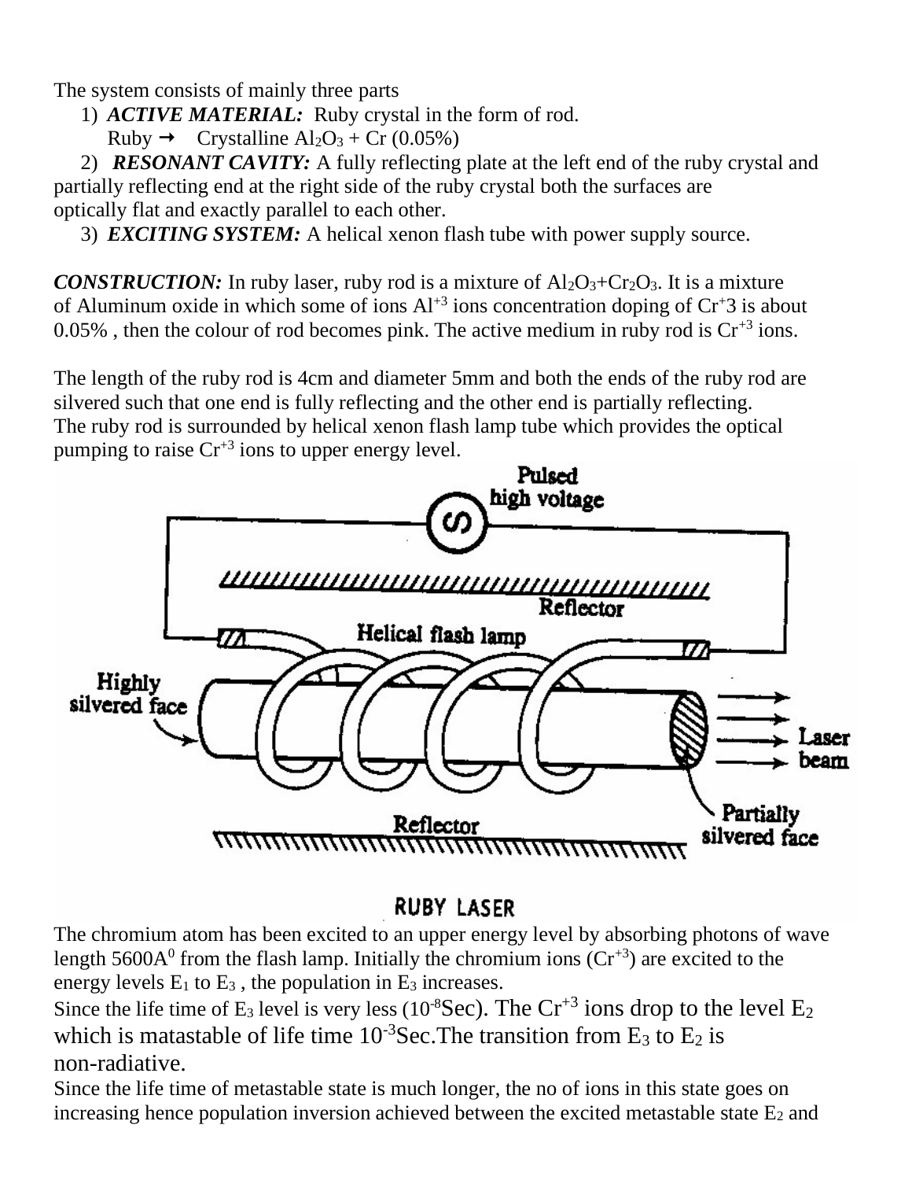The system consists of mainly three parts

1) ***ACTIVE MATERIAL:*** Ruby crystal in the form of rod.
   Ruby → Crystalline $Al_2O_3$ + Cr (0.05%)
2) ***RESONANT CAVITY:*** A fully reflecting plate at the left end of the ruby crystal and partially reflecting end at the right side of the ruby crystal both the surfaces are optically flat and exactly parallel to each other.
3) ***EXCITING SYSTEM:*** A helical xenon flash tube with power supply source.

***CONSTRUCTION:*** In ruby laser, ruby rod is a mixture of $Al_2O_3$+$Cr_2O_3$. It is a mixture of Aluminum oxide in which some of ions $Al^{+3}$ ions concentration doping of $Cr^{+}3$ is about 0.05% , then the colour of rod becomes pink. The active medium in ruby rod is $Cr^{+3}$ ions.

The length of the ruby rod is 4cm and diameter 5mm and both the ends of the ruby rod are silvered such that one end is fully reflecting and the other end is partially reflecting. The ruby rod is surrounded by helical xenon flash lamp tube which provides the optical pumping to raise $Cr^{+3}$ ions to upper energy level.

RUBY LASER

The chromium atom has been excited to an upper energy level by absorbing photons of wave length $5600A^0$ from the flash lamp. Initially the chromium ions ($Cr^{+3}$) are excited to the energy levels $E_1$ to $E_3$ , the population in $E_3$ increases.
Since the life time of $E_3$ level is very less ($10^{-8}$Sec). The $Cr^{+3}$ ions drop to the level $E_2$ which is matastable of life time $10^{-3}$Sec.The transition from $E_3$ to $E_2$ is non-radiative.
Since the life time of metastable state is much longer, the no of ions in this state goes on increasing hence population inversion achieved between the excited metastable state $E_2$ and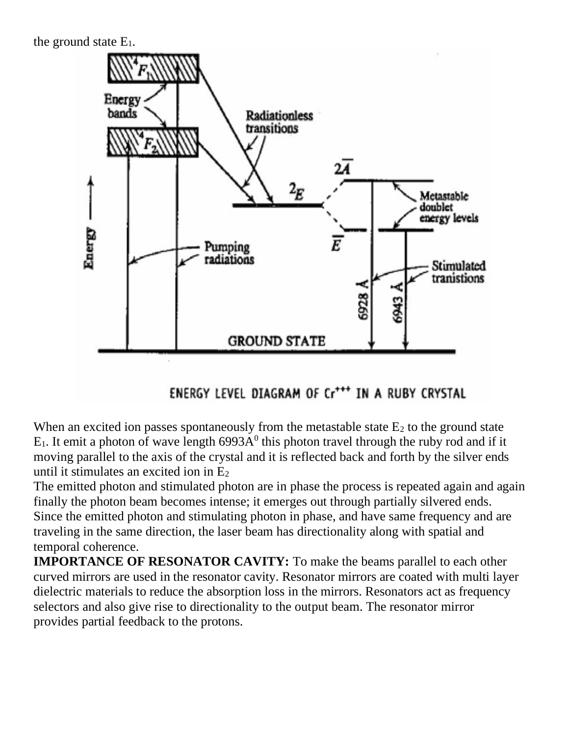the ground state $E_1$.

ENERGY LEVEL DIAGRAM OF $Cr^{+++}$ IN A RUBY CRYSTAL

When an excited ion passes spontaneously from the metastable state $E_2$ to the ground state $E_1$. It emit a photon of wave length $6993A^0$ this photon travel through the ruby rod and if it moving parallel to the axis of the crystal and it is reflected back and forth by the silver ends until it stimulates an excited ion in $E_2$

The emitted photon and stimulated photon are in phase the process is repeated again and again finally the photon beam becomes intense; it emerges out through partially silvered ends. Since the emitted photon and stimulating photon in phase, and have same frequency and are traveling in the same direction, the laser beam has directionality along with spatial and temporal coherence.

**IMPORTANCE OF RESONATOR CAVITY:** To make the beams parallel to each other curved mirrors are used in the resonator cavity. Resonator mirrors are coated with multi layer dielectric materials to reduce the absorption loss in the mirrors. Resonators act as frequency selectors and also give rise to directionality to the output beam. The resonator mirror provides partial feedback to the protons.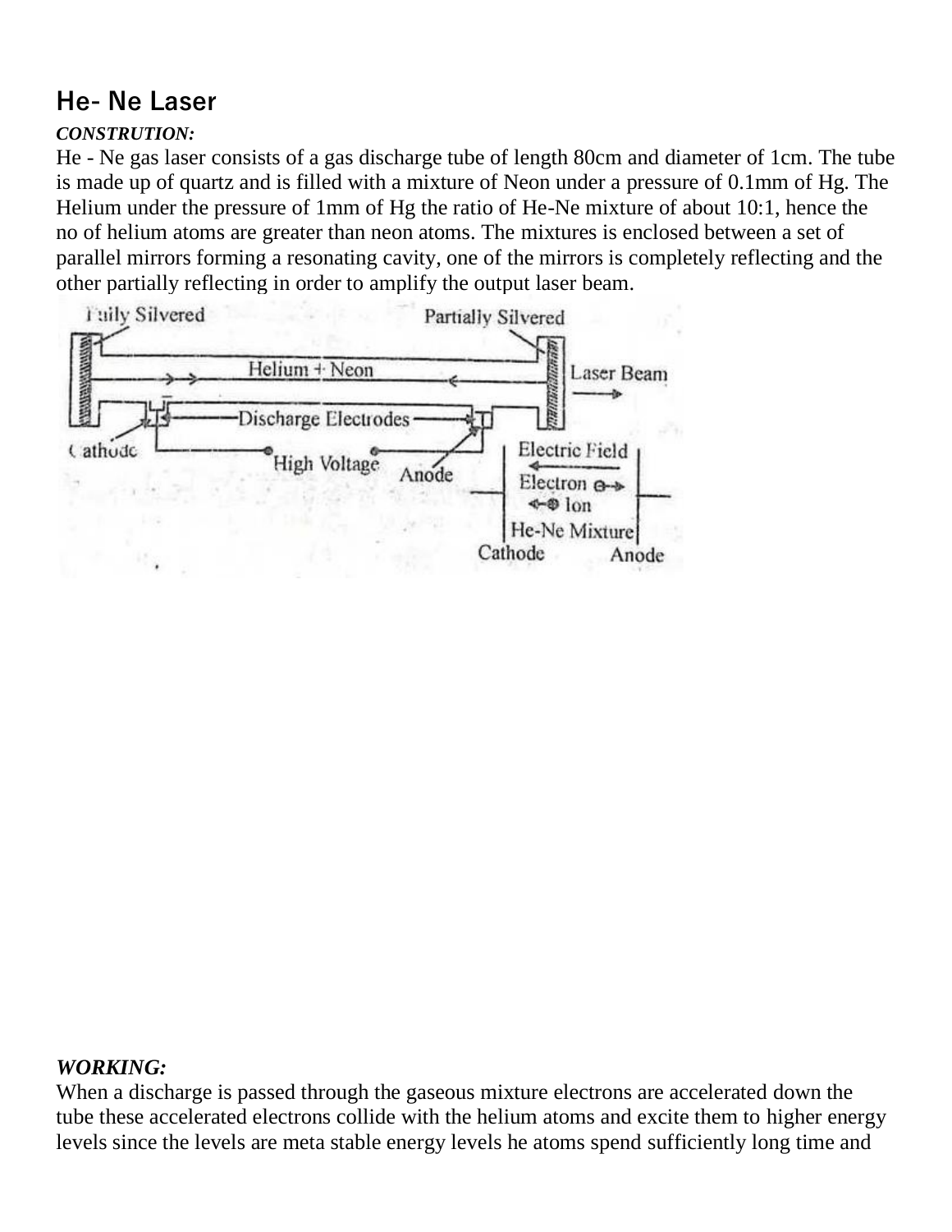## He- Ne Laser

***CONSTRUTION:***

He - Ne gas laser consists of a gas discharge tube of length 80cm and diameter of 1cm. The tube is made up of quartz and is filled with a mixture of Neon under a pressure of 0.1mm of Hg. The Helium under the pressure of 1mm of Hg the ratio of He-Ne mixture of about 10:1, hence the no of helium atoms are greater than neon atoms. The mixtures is enclosed between a set of parallel mirrors forming a resonating cavity, one of the mirrors is completely reflecting and the other partially reflecting in order to amplify the output laser beam.

***WORKING:***

When a discharge is passed through the gaseous mixture electrons are accelerated down the tube these accelerated electrons collide with the helium atoms and excite them to higher energy levels since the levels are meta stable energy levels he atoms spend sufficiently long time and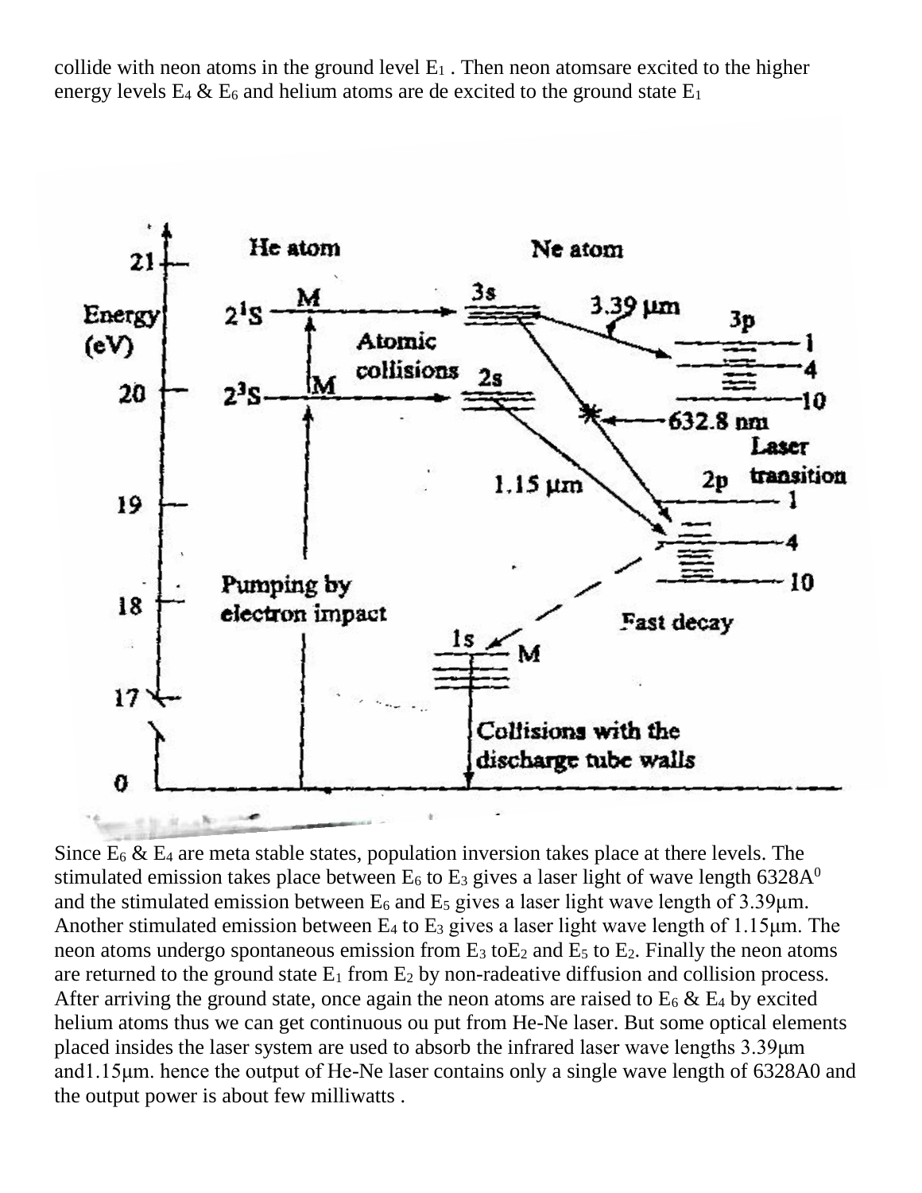collide with neon atoms in the ground level $E_1$ . Then neon atomsare excited to the higher energy levels $E_4$ & $E_6$ and helium atoms are de excited to the ground state $E_1$

21

Energy (eV)

20

19

18

17

0

He atom

$2^1S$

M

$2^3S$

M

Atomic collisions

Pumping by electron impact

Ne atom

3s

2s

3.39 μm

3p

1

4

10

632.8 nm

Laser transition

1.15 μm

2p

1

4

10

Fast decay

1s

M

Collisions with the discharge tube walls

Since $E_6$ & $E_4$ are meta stable states, population inversion takes place at there levels. The stimulated emission takes place between $E_6$ to $E_3$ gives a laser light of wave length 6328A$^0$ and the stimulated emission between $E_6$ and $E_5$ gives a laser light wave length of 3.39μm. Another stimulated emission between $E_4$ to $E_3$ gives a laser light wave length of 1.15μm. The neon atoms undergo spontaneous emission from $E_3$ to$E_2$ and $E_5$ to $E_2$. Finally the neon atoms are returned to the ground state $E_1$ from $E_2$ by non-radeative diffusion and collision process. After arriving the ground state, once again the neon atoms are raised to $E_6$ & $E_4$ by excited helium atoms thus we can get continuous ou put from He-Ne laser. But some optical elements placed insides the laser system are used to absorb the infrared laser wave lengths 3.39μm and1.15μm. hence the output of He-Ne laser contains only a single wave length of 6328A0 and the output power is about few milliwatts .